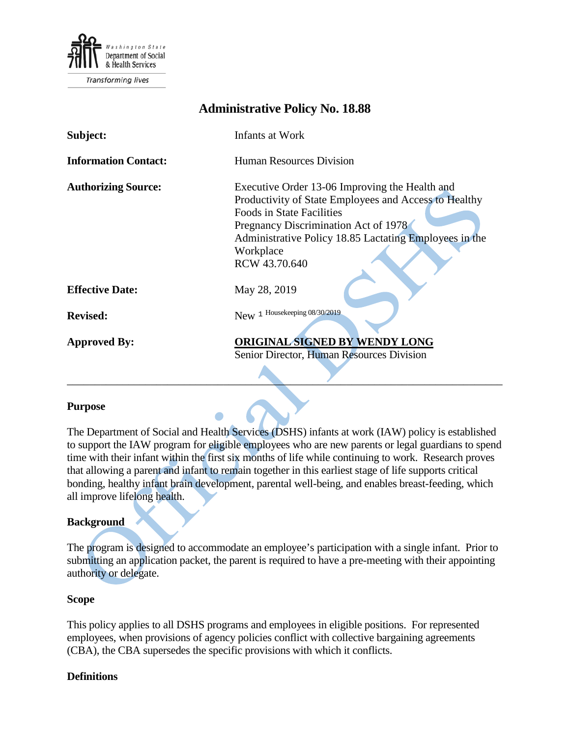Washington State Department of Social & Health Services

*Transforming lives*

# Administrative Policy No. 18.88

| | |
|---|---|
| **Subject:** | Infants at Work |
| **Information Contact:** | Human Resources Division |
| **Authorizing Source:** | Executive Order 13-06 Improving the Health and Productivity of State Employees and Access to Healthy Foods in State Facilities<br>Pregnancy Discrimination Act of 1978<br>Administrative Policy 18.85 Lactating Employees in the Workplace<br>RCW 43.70.640 |
| **Effective Date:** | May 28, 2019 |
| **Revised:** | New [1] Housekeeping 08/30/2019 |
| **Approved By:** | **ORIGINAL SIGNED BY WENDY LONG**<br>Senior Director, Human Resources Division |

---

## Purpose

The Department of Social and Health Services (DSHS) infants at work (IAW) policy is established to support the IAW program for eligible employees who are new parents or legal guardians to spend time with their infant within the first six months of life while continuing to work. Research proves that allowing a parent and infant to remain together in this earliest stage of life supports critical bonding, healthy infant brain development, parental well-being, and enables breast-feeding, which all improve lifelong health.

## Background

The program is designed to accommodate an employee's participation with a single infant. Prior to submitting an application packet, the parent is required to have a pre-meeting with their appointing authority or delegate.

## Scope

This policy applies to all DSHS programs and employees in eligible positions. For represented employees, when provisions of agency policies conflict with collective bargaining agreements (CBA), the CBA supersedes the specific provisions with which it conflicts.

## Definitions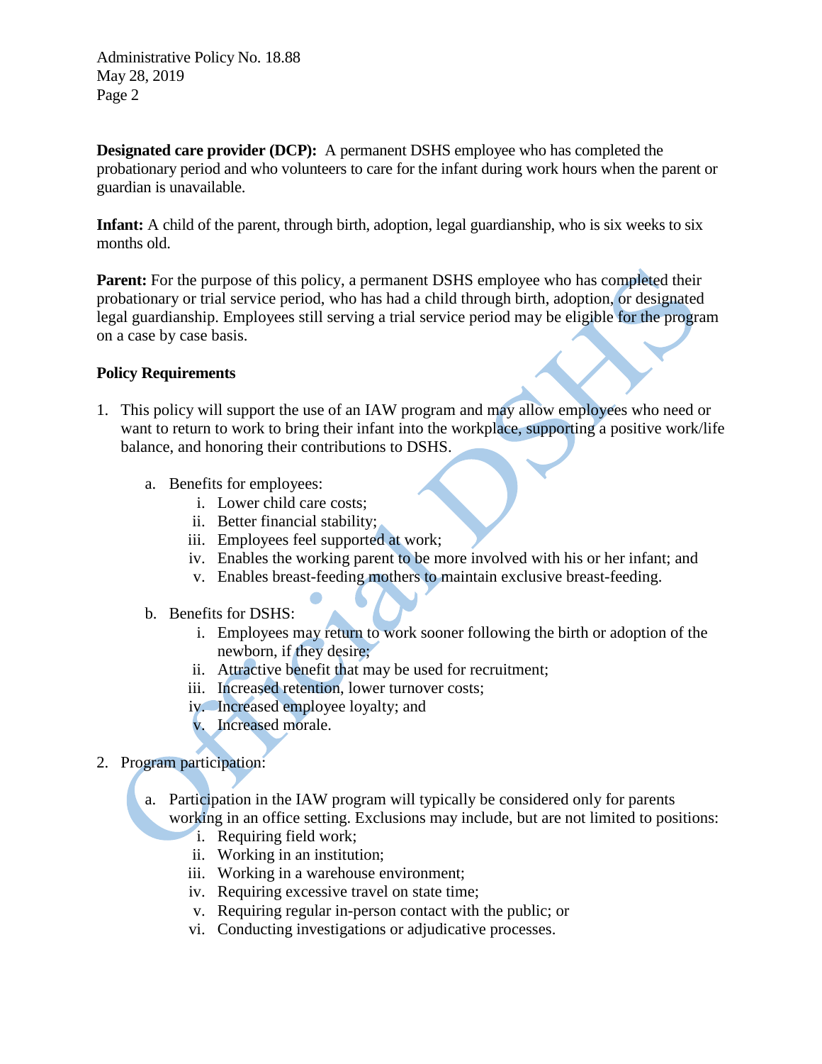**Designated care provider (DCP):** A permanent DSHS employee who has completed the probationary period and who volunteers to care for the infant during work hours when the parent or guardian is unavailable.

**Infant:** A child of the parent, through birth, adoption, legal guardianship, who is six weeks to six months old.

**Parent:** For the purpose of this policy, a permanent DSHS employee who has completed their probationary or trial service period, who has had a child through birth, adoption, or designated legal guardianship. Employees still serving a trial service period may be eligible for the program on a case by case basis.

**Policy Requirements**

1. This policy will support the use of an IAW program and may allow employees who need or want to return to work to bring their infant into the workplace, supporting a positive work/life balance, and honoring their contributions to DSHS.

   a. Benefits for employees:
      i. Lower child care costs;
      ii. Better financial stability;
      iii. Employees feel supported at work;
      iv. Enables the working parent to be more involved with his or her infant; and
      v. Enables breast-feeding mothers to maintain exclusive breast-feeding.

   b. Benefits for DSHS:
      i. Employees may return to work sooner following the birth or adoption of the newborn, if they desire;
      ii. Attractive benefit that may be used for recruitment;
      iii. Increased retention, lower turnover costs;
      iv. Increased employee loyalty; and
      v. Increased morale.

2. Program participation:

   a. Participation in the IAW program will typically be considered only for parents working in an office setting. Exclusions may include, but are not limited to positions:
      i. Requiring field work;
      ii. Working in an institution;
      iii. Working in a warehouse environment;
      iv. Requiring excessive travel on state time;
      v. Requiring regular in-person contact with the public; or
      vi. Conducting investigations or adjudicative processes.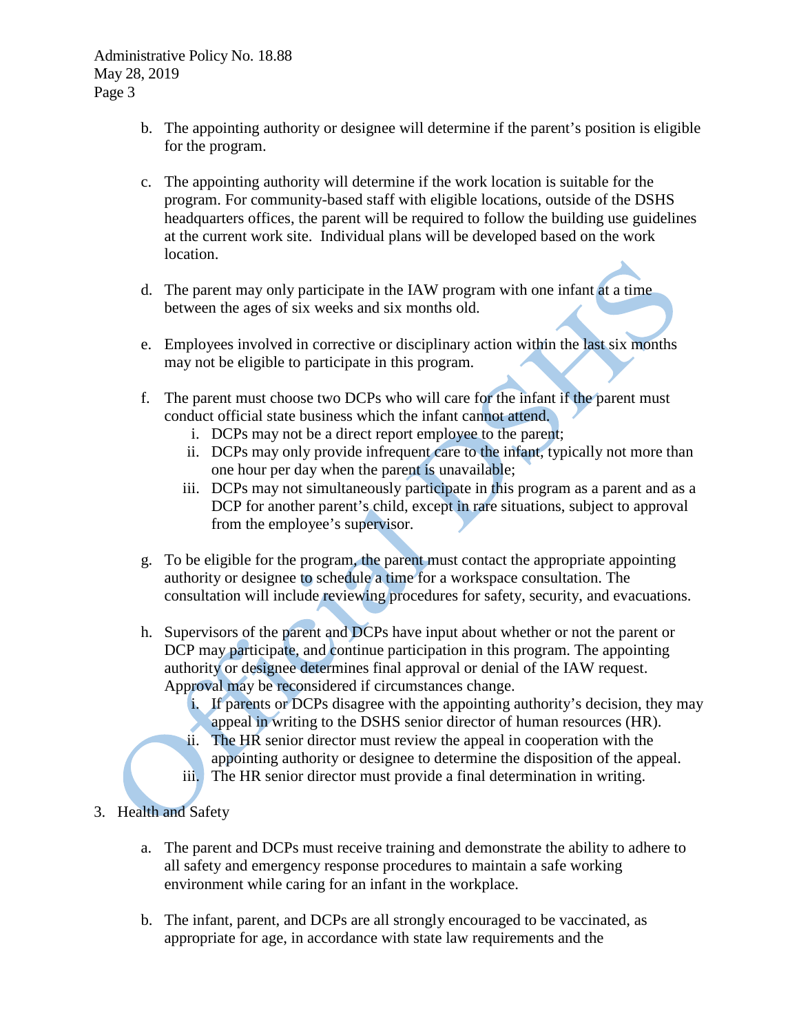b. The appointing authority or designee will determine if the parent's position is eligible for the program.

c. The appointing authority will determine if the work location is suitable for the program. For community-based staff with eligible locations, outside of the DSHS headquarters offices, the parent will be required to follow the building use guidelines at the current work site. Individual plans will be developed based on the work location.

d. The parent may only participate in the IAW program with one infant at a time between the ages of six weeks and six months old.

e. Employees involved in corrective or disciplinary action within the last six months may not be eligible to participate in this program.

f. The parent must choose two DCPs who will care for the infant if the parent must conduct official state business which the infant cannot attend.
   i. DCPs may not be a direct report employee to the parent;
   ii. DCPs may only provide infrequent care to the infant, typically not more than one hour per day when the parent is unavailable;
   iii. DCPs may not simultaneously participate in this program as a parent and as a DCP for another parent's child, except in rare situations, subject to approval from the employee's supervisor.

g. To be eligible for the program, the parent must contact the appropriate appointing authority or designee to schedule a time for a workspace consultation. The consultation will include reviewing procedures for safety, security, and evacuations.

h. Supervisors of the parent and DCPs have input about whether or not the parent or DCP may participate, and continue participation in this program. The appointing authority or designee determines final approval or denial of the IAW request. Approval may be reconsidered if circumstances change.
   i. If parents or DCPs disagree with the appointing authority's decision, they may appeal in writing to the DSHS senior director of human resources (HR).
   ii. The HR senior director must review the appeal in cooperation with the appointing authority or designee to determine the disposition of the appeal.
   iii. The HR senior director must provide a final determination in writing.

3. Health and Safety

   a. The parent and DCPs must receive training and demonstrate the ability to adhere to all safety and emergency response procedures to maintain a safe working environment while caring for an infant in the workplace.

   b. The infant, parent, and DCPs are all strongly encouraged to be vaccinated, as appropriate for age, in accordance with state law requirements and the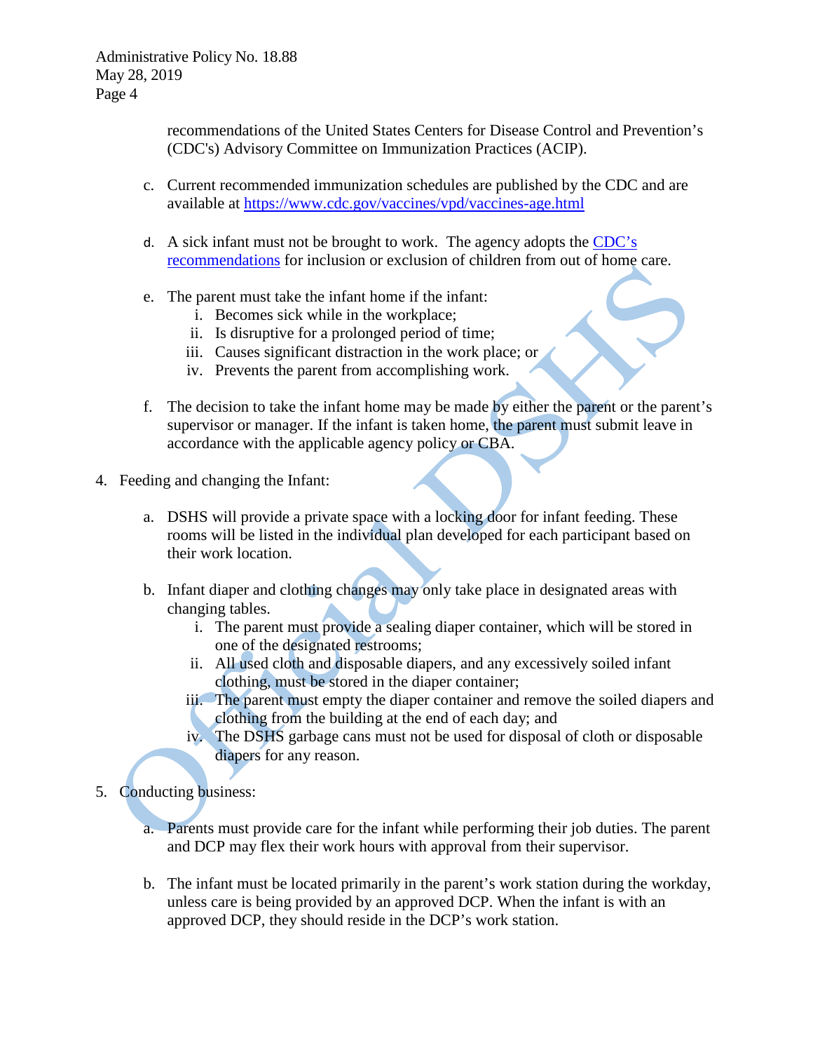recommendations of the United States Centers for Disease Control and Prevention's (CDC's) Advisory Committee on Immunization Practices (ACIP).

c. Current recommended immunization schedules are published by the CDC and are available at https://www.cdc.gov/vaccines/vpd/vaccines-age.html

d. A sick infant must not be brought to work. The agency adopts the CDC's recommendations for inclusion or exclusion of children from out of home care.

e. The parent must take the infant home if the infant:
   i. Becomes sick while in the workplace;
   ii. Is disruptive for a prolonged period of time;
   iii. Causes significant distraction in the work place; or
   iv. Prevents the parent from accomplishing work.

f. The decision to take the infant home may be made by either the parent or the parent's supervisor or manager. If the infant is taken home, the parent must submit leave in accordance with the applicable agency policy or CBA.

4. Feeding and changing the Infant:

   a. DSHS will provide a private space with a locking door for infant feeding. These rooms will be listed in the individual plan developed for each participant based on their work location.

   b. Infant diaper and clothing changes may only take place in designated areas with changing tables.
      i. The parent must provide a sealing diaper container, which will be stored in one of the designated restrooms;
      ii. All used cloth and disposable diapers, and any excessively soiled infant clothing, must be stored in the diaper container;
      iii. The parent must empty the diaper container and remove the soiled diapers and clothing from the building at the end of each day; and
      iv. The DSHS garbage cans must not be used for disposal of cloth or disposable diapers for any reason.

5. Conducting business:

   a. Parents must provide care for the infant while performing their job duties. The parent and DCP may flex their work hours with approval from their supervisor.

   b. The infant must be located primarily in the parent's work station during the workday, unless care is being provided by an approved DCP. When the infant is with an approved DCP, they should reside in the DCP's work station.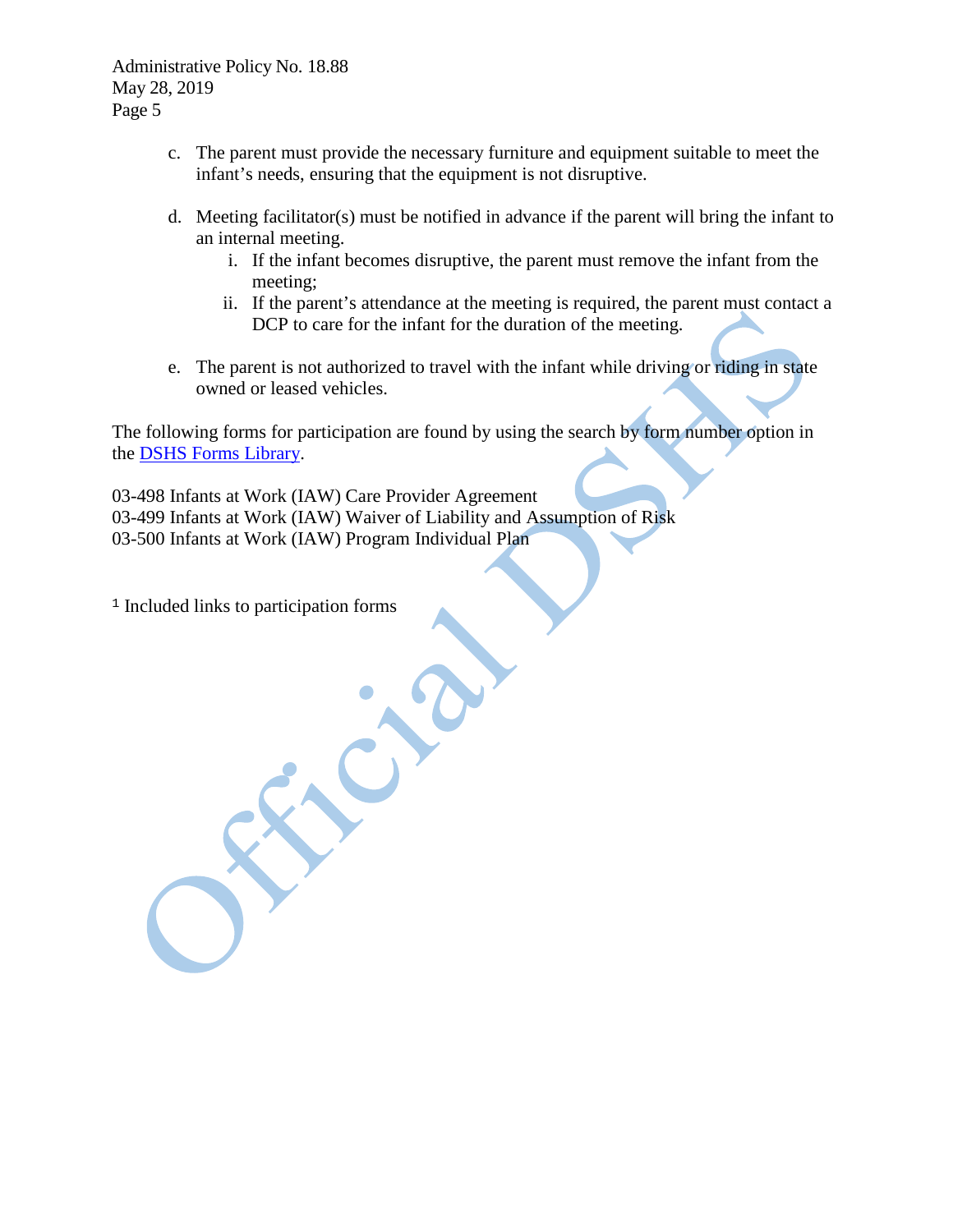c. The parent must provide the necessary furniture and equipment suitable to meet the infant's needs, ensuring that the equipment is not disruptive.

d. Meeting facilitator(s) must be notified in advance if the parent will bring the infant to an internal meeting.
   i. If the infant becomes disruptive, the parent must remove the infant from the meeting;
   ii. If the parent's attendance at the meeting is required, the parent must contact a DCP to care for the infant for the duration of the meeting.

e. The parent is not authorized to travel with the infant while driving or riding in state owned or leased vehicles.

The following forms for participation are found by using the search by form number option in the DSHS Forms Library.

03-498 Infants at Work (IAW) Care Provider Agreement
03-499 Infants at Work (IAW) Waiver of Liability and Assumption of Risk
03-500 Infants at Work (IAW) Program Individual Plan

[1] Included links to participation forms